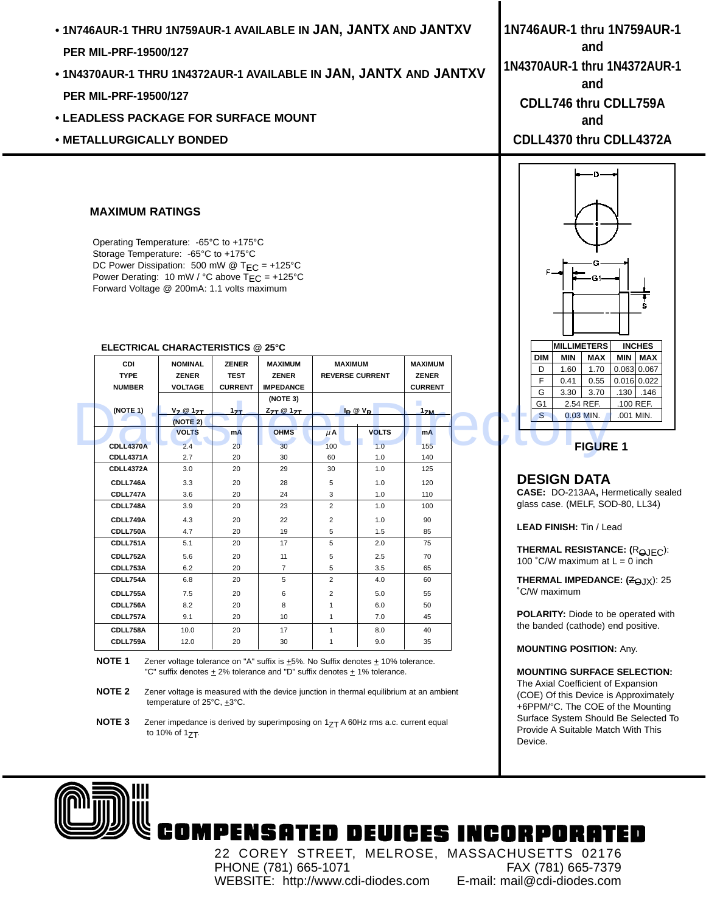- 1N746AUR-1 THRU 1N759AUR-1 AVAILABLE IN **JAN, JANTX** AND **JANTXV** PER MIL-PRF-19500/127
- 1N4370AUR-1 THRU 1N4372AUR-1 AVAILABLE IN **JAN, JANTX** AND **JANTXV** PER MIL-PRF-19500/127
- LEADLESS PACKAGE FOR SURFACE MOUNT
- METALLURGICALLY BONDED

# 1N746AUR-1 thru 1N759AUR-1 and 1N4370AUR-1 thru 1N4372AUR-1 and CDLL746 thru CDLL759A and CDLL4370 thru CDLL4372A

## MAXIMUM RATINGS

Operating Temperature: -65°C to +175°C
Storage Temperature: -65°C to +175°C
DC Power Dissipation: 500 mW @ $T_{EC}$ = +125°C
Power Derating: 10 mW / °C above $T_{EC}$ = +125°C
Forward Voltage @ 200mA: 1.1 volts maximum

### ELECTRICAL CHARACTERISTICS @ 25°C

| CDI TYPE NUMBER (NOTE 1) | NOMINAL ZENER VOLTAGE $V_Z$ @ $I_{ZT}$ (NOTE 2) | ZENER TEST CURRENT $I_{ZT}$ | MAXIMUM ZENER IMPEDANCE (NOTE 3) $Z_{ZT}$ @ $I_{ZT}$ | MAXIMUM REVERSE CURRENT $I_R$ @ $V_R$ | | MAXIMUM ZENER CURRENT $I_{ZM}$ |
|---|---|---|---|---|---|---|
| | VOLTS | mA | OHMS | μA | VOLTS | mA |
| CDLL4370A | 2.4 | 20 | 30 | 100 | 1.0 | 155 |
| CDLL4371A | 2.7 | 20 | 30 | 60 | 1.0 | 140 |
| CDLL4372A | 3.0 | 20 | 29 | 30 | 1.0 | 125 |
| CDLL746A | 3.3 | 20 | 28 | 5 | 1.0 | 120 |
| CDLL747A | 3.6 | 20 | 24 | 3 | 1.0 | 110 |
| CDLL748A | 3.9 | 20 | 23 | 2 | 1.0 | 100 |
| CDLL749A | 4.3 | 20 | 22 | 2 | 1.0 | 90 |
| CDLL750A | 4.7 | 20 | 19 | 5 | 1.5 | 85 |
| CDLL751A | 5.1 | 20 | 17 | 5 | 2.0 | 75 |
| CDLL752A | 5.6 | 20 | 11 | 5 | 2.5 | 70 |
| CDLL753A | 6.2 | 20 | 7 | 5 | 3.5 | 65 |
| CDLL754A | 6.8 | 20 | 5 | 2 | 4.0 | 60 |
| CDLL755A | 7.5 | 20 | 6 | 2 | 5.0 | 55 |
| CDLL756A | 8.2 | 20 | 8 | 1 | 6.0 | 50 |
| CDLL757A | 9.1 | 20 | 10 | 1 | 7.0 | 45 |
| CDLL758A | 10.0 | 20 | 17 | 1 | 8.0 | 40 |
| CDLL759A | 12.0 | 20 | 30 | 1 | 9.0 | 35 |

**NOTE 1** Zener voltage tolerance on "A" suffix is ±5%. No Suffix denotes ± 10% tolerance. "C" suffix denotes ± 2% tolerance and "D" suffix denotes ± 1% tolerance.

**NOTE 2** Zener voltage is measured with the device junction in thermal equilibrium at an ambient temperature of 25°C, ±3°C.

**NOTE 3** Zener impedance is derived by superimposing on $I_{ZT}$ A 60Hz rms a.c. current equal to 10% of $I_{ZT}$.

| DIM | MILLIMETERS MIN | MILLIMETERS MAX | INCHES MIN | INCHES MAX |
|---|---|---|---|---|
| D | 1.60 | 1.70 | 0.063 | 0.067 |
| F | 0.41 | 0.55 | 0.016 | 0.022 |
| G | 3.30 | 3.70 | .130 | .146 |
| G1 | 2.54 REF. | | .100 REF. | |
| S | 0.03 MIN. | | .001 MIN. | |

FIGURE 1

## DESIGN DATA

**CASE:** DO-213AA**,** Hermetically sealed glass case. (MELF, SOD-80, LL34)

**LEAD FINISH:** Tin / Lead

**THERMAL RESISTANCE:** ($R_{\Theta JEC}$): 100 °C/W maximum at L = 0 inch

**THERMAL IMPEDANCE:** ($Z_{\Theta JX}$): 25 °C/W maximum

**POLARITY:** Diode to be operated with the banded (cathode) end positive.

**MOUNTING POSITION:** Any.

**MOUNTING SURFACE SELECTION:**
The Axial Coefficient of Expansion (COE) Of this Device is Approximately +6PPM/°C. The COE of the Mounting Surface System Should Be Selected To Provide A Suitable Match With This Device.

**COMPENSATED DEVICES INCORPORATED**

22 COREY STREET, MELROSE, MASSACHUSETTS 02176
PHONE (781) 665-1071 FAX (781) 665-7379
WEBSITE: http://www.cdi-diodes.com E-mail: mail@cdi-diodes.com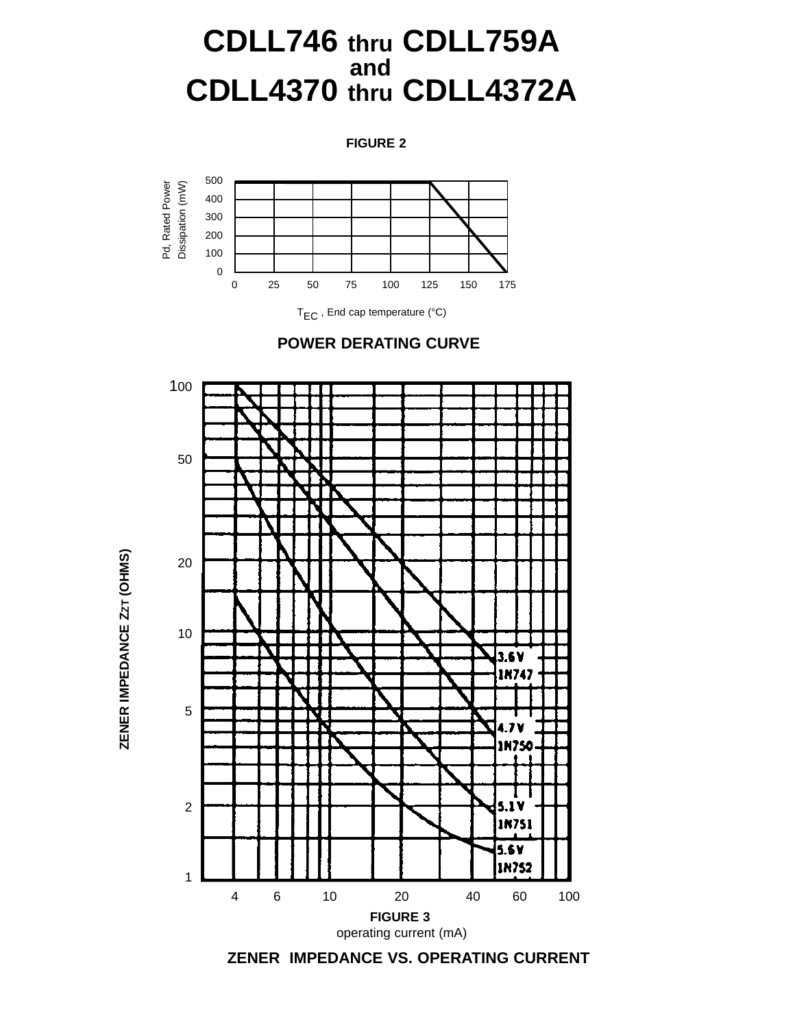# CDLL746 thru CDLL759A and CDLL4370 thru CDLL4372A

**FIGURE 2**

Pd, Rated Power Dissipation (mW)

500
400
300
200
100
0

0 25 50 75 100 125 150 175

$T_{EC}$ , End cap temperature (°C)

**POWER DERATING CURVE**

ZENER IMPEDANCE $Z_{ZT}$ (OHMS)

100
50
20
10
5
2
1

3.6 V 1N747
4.7 V 1N750
5.1 V 1N751
5.6 V 1N752

4 6 10 20 40 60 100

**FIGURE 3**

operating current (mA)

**ZENER IMPEDANCE VS. OPERATING CURRENT**